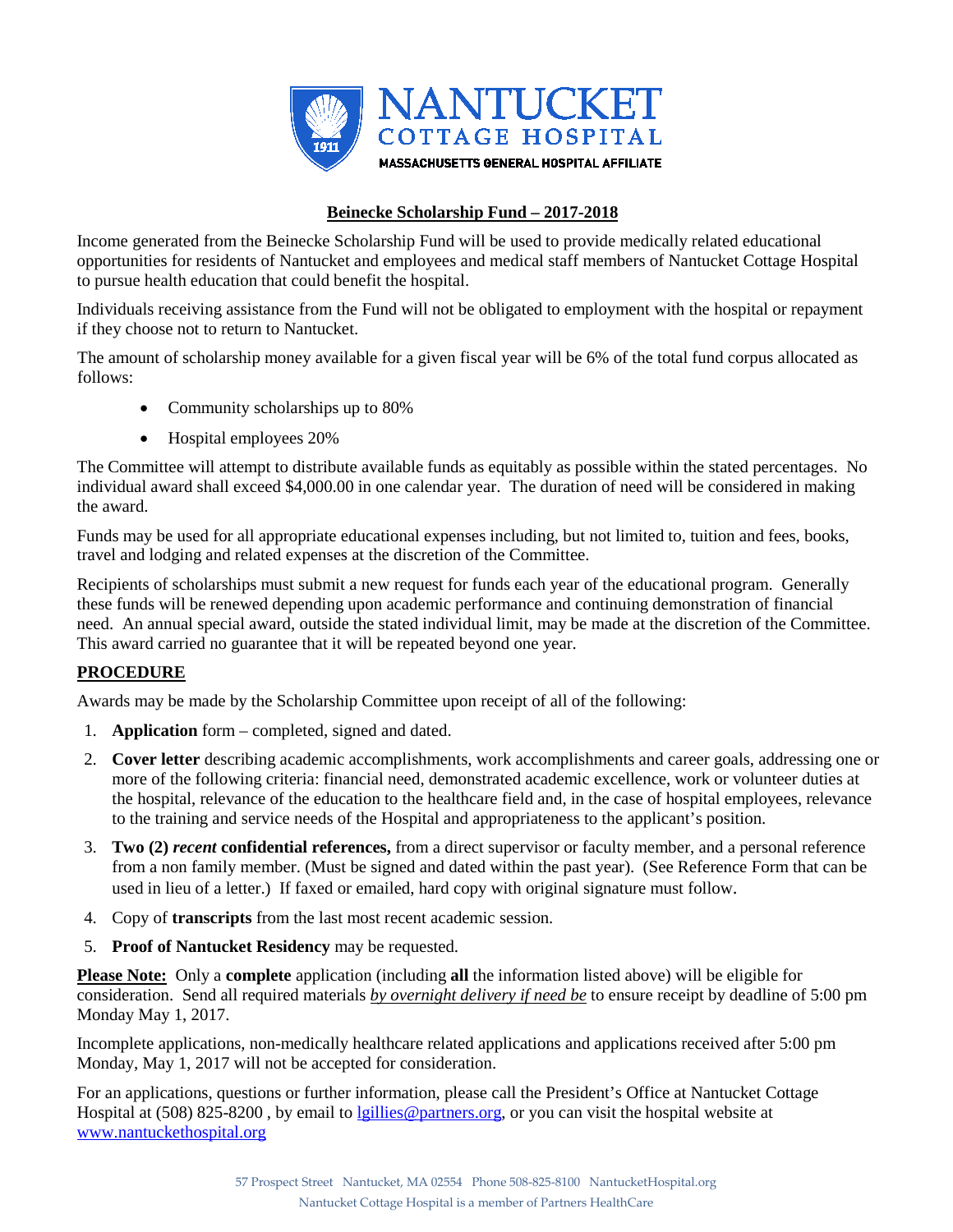# NANTUCKET COTTAGE HOSPITAL

MASSACHUSETTS GENERAL HOSPITAL AFFILIATE

## Beinecke Scholarship Fund – 2017-2018

Income generated from the Beinecke Scholarship Fund will be used to provide medically related educational opportunities for residents of Nantucket and employees and medical staff members of Nantucket Cottage Hospital to pursue health education that could benefit the hospital.

Individuals receiving assistance from the Fund will not be obligated to employment with the hospital or repayment if they choose not to return to Nantucket.

The amount of scholarship money available for a given fiscal year will be 6% of the total fund corpus allocated as follows:

- Community scholarships up to 80%
- Hospital employees 20%

The Committee will attempt to distribute available funds as equitably as possible within the stated percentages. No individual award shall exceed $4,000.00 in one calendar year. The duration of need will be considered in making the award.

Funds may be used for all appropriate educational expenses including, but not limited to, tuition and fees, books, travel and lodging and related expenses at the discretion of the Committee.

Recipients of scholarships must submit a new request for funds each year of the educational program. Generally these funds will be renewed depending upon academic performance and continuing demonstration of financial need. An annual special award, outside the stated individual limit, may be made at the discretion of the Committee. This award carried no guarantee that it will be repeated beyond one year.

### PROCEDURE

Awards may be made by the Scholarship Committee upon receipt of all of the following:

1. **Application** form – completed, signed and dated.
2. **Cover letter** describing academic accomplishments, work accomplishments and career goals, addressing one or more of the following criteria: financial need, demonstrated academic excellence, work or volunteer duties at the hospital, relevance of the education to the healthcare field and, in the case of hospital employees, relevance to the training and service needs of the Hospital and appropriateness to the applicant's position.
3. **Two (2)** ***recent*** **confidential references,** from a direct supervisor or faculty member, and a personal reference from a non family member. (Must be signed and dated within the past year). (See Reference Form that can be used in lieu of a letter.) If faxed or emailed, hard copy with original signature must follow.
4. Copy of **transcripts** from the last most recent academic session.
5. **Proof of Nantucket Residency** may be requested.

**Please Note:** Only a **complete** application (including **all** the information listed above) will be eligible for consideration. Send all required materials *by overnight delivery if need be* to ensure receipt by deadline of 5:00 pm Monday May 1, 2017.

Incomplete applications, non-medically healthcare related applications and applications received after 5:00 pm Monday, May 1, 2017 will not be accepted for consideration.

For an applications, questions or further information, please call the President's Office at Nantucket Cottage Hospital at (508) 825-8200 , by email to lgillies@partners.org, or you can visit the hospital website at www.nantuckethospital.org

57 Prospect Street Nantucket, MA 02554 Phone 508-825-8100 NantucketHospital.org
Nantucket Cottage Hospital is a member of Partners HealthCare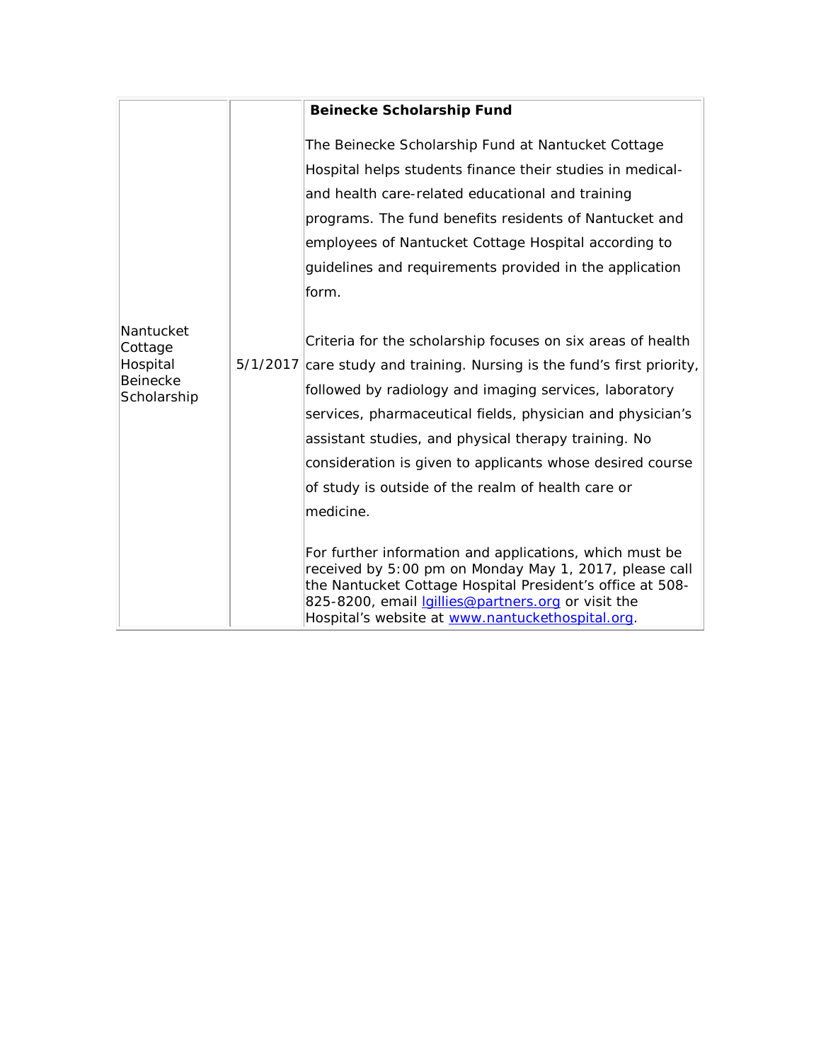| | | |
|---|---|---|
| Nantucket Cottage Hospital Beinecke Scholarship | 5/1/2017 | **Beinecke Scholarship Fund**<br><br>The Beinecke Scholarship Fund at Nantucket Cottage Hospital helps students finance their studies in medical- and health care-related educational and training programs. The fund benefits residents of Nantucket and employees of Nantucket Cottage Hospital according to guidelines and requirements provided in the application form.<br><br>Criteria for the scholarship focuses on six areas of health care study and training. Nursing is the fund's first priority, followed by radiology and imaging services, laboratory services, pharmaceutical fields, physician and physician's assistant studies, and physical therapy training. No consideration is given to applicants whose desired course of study is outside of the realm of health care or medicine.<br><br>For further information and applications, which must be received by 5:00 pm on Monday May 1, 2017, please call the Nantucket Cottage Hospital President's office at 508-825-8200, email lgillies@partners.org or visit the Hospital's website at www.nantuckethospital.org. |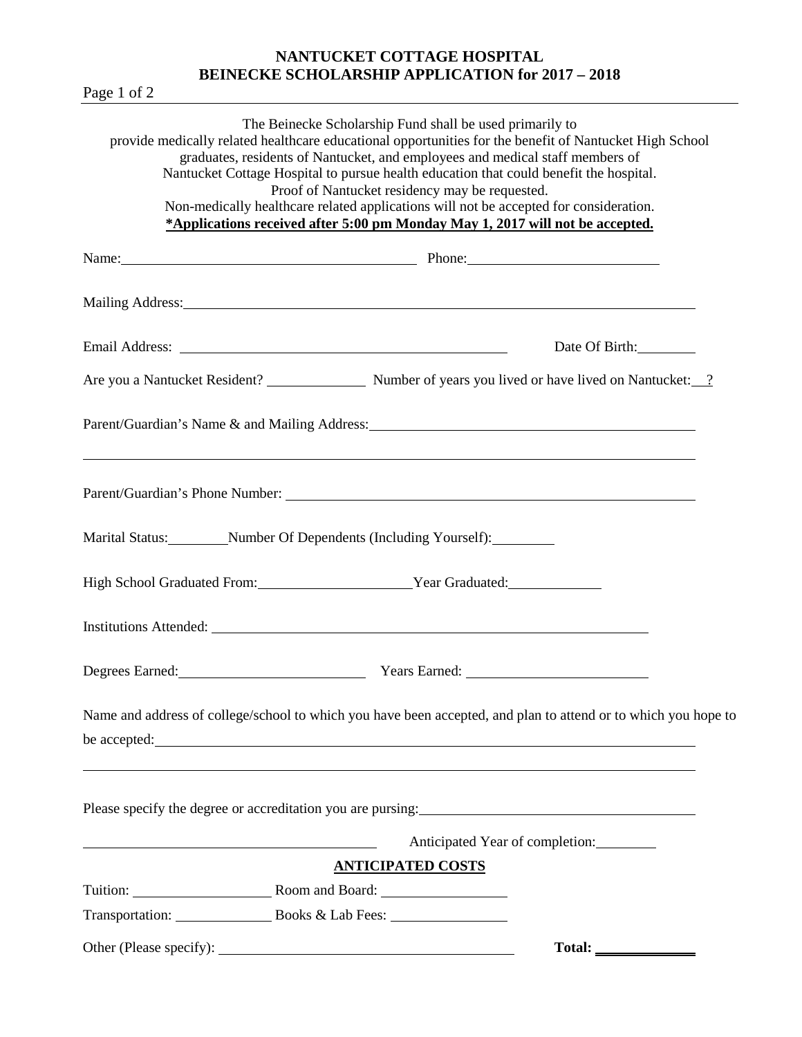# NANTUCKET COTTAGE HOSPITAL
# BEINECKE SCHOLARSHIP APPLICATION for 2017 – 2018

The Beinecke Scholarship Fund shall be used primarily to provide medically related healthcare educational opportunities for the benefit of Nantucket High School graduates, residents of Nantucket, and employees and medical staff members of Nantucket Cottage Hospital to pursue health education that could benefit the hospital. Proof of Nantucket residency may be requested. Non-medically healthcare related applications will not be accepted for consideration.

**\*Applications received after 5:00 pm Monday May 1, 2017 will not be accepted.**

Name: ____________________ Phone: ____________________

Mailing Address: ____________________

Email Address: ____________________ Date Of Birth: __________

Are you a Nantucket Resident? __________ Number of years you lived or have lived on Nantucket: _?_

Parent/Guardian's Name & and Mailing Address: ____________________

____________________

Parent/Guardian's Phone Number: ____________________

Marital Status: ________ Number Of Dependents (Including Yourself): ________

High School Graduated From: ____________________ Year Graduated: __________

Institutions Attended: ____________________

Degrees Earned: ____________________ Years Earned: ____________________

Name and address of college/school to which you have been accepted, and plan to attend or to which you hope to be accepted: ____________________

____________________

Please specify the degree or accreditation you are pursing: ____________________

____________________ Anticipated Year of completion: ________

## ANTICIPATED COSTS

Tuition: ____________ Room and Board: ____________

Transportation: ____________ Books & Lab Fees: ____________

Other (Please specify): ____________________ **Total:** ____________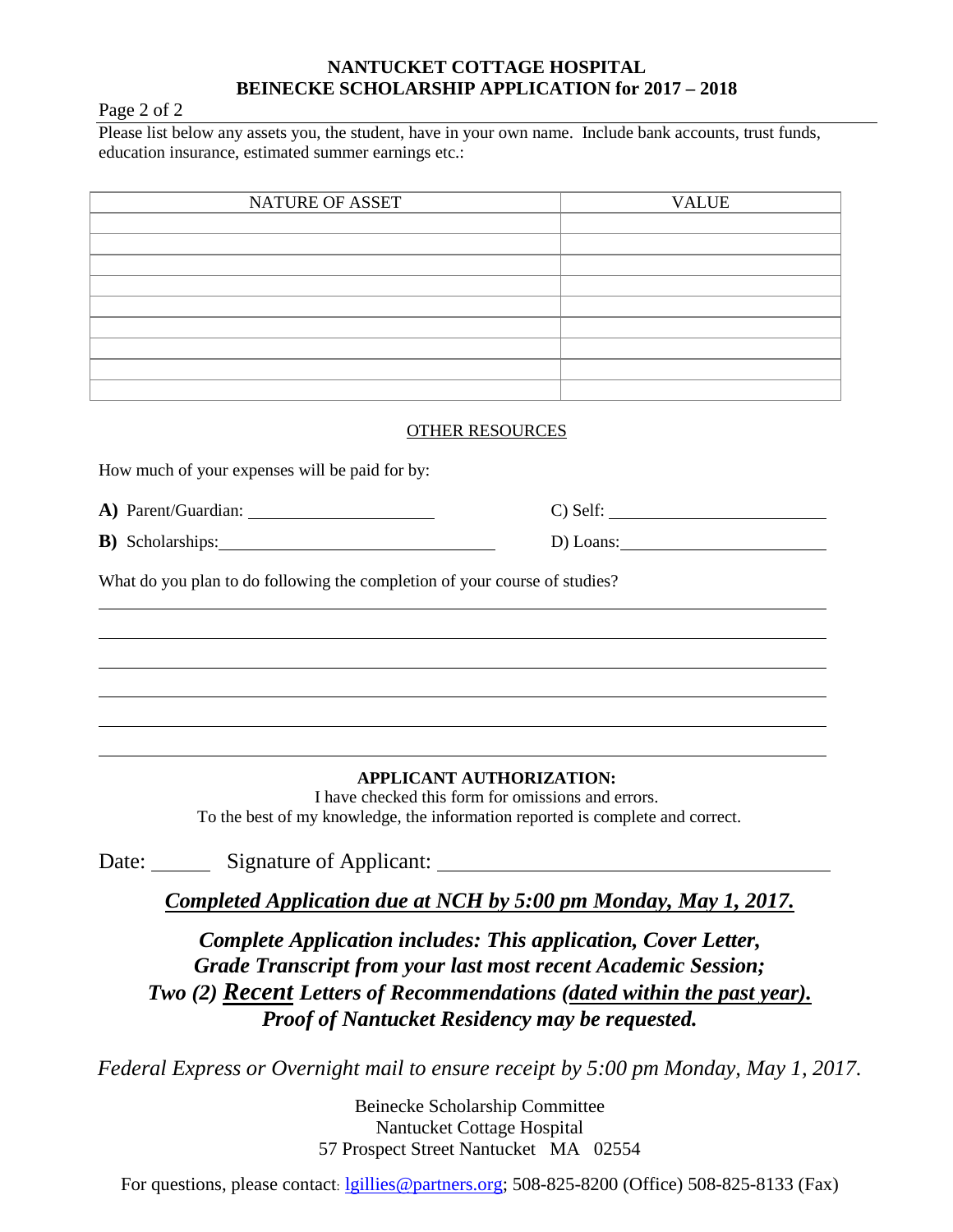**NANTUCKET COTTAGE HOSPITAL**
**BEINECKE SCHOLARSHIP APPLICATION for 2017 – 2018**

Page 2 of 2

Please list below any assets you, the student, have in your own name. Include bank accounts, trust funds, education insurance, estimated summer earnings etc.:

| NATURE OF ASSET | VALUE |
|---|---|
| | |
| | |
| | |
| | |
| | |
| | |
| | |
| | |
| | |

<u>OTHER RESOURCES</u>

How much of your expenses will be paid for by:

**A)** Parent/Guardian: ____________________ C) Self: ______________________

**B)** Scholarships: ____________________________ D) Loans: ______________________

What do you plan to do following the completion of your course of studies?

______________________________________________________________________________

______________________________________________________________________________

______________________________________________________________________________

______________________________________________________________________________

______________________________________________________________________________

______________________________________________________________________________

**APPLICANT AUTHORIZATION:**

I have checked this form for omissions and errors.
To the best of my knowledge, the information reported is complete and correct.

Date: ______ Signature of Applicant: ____________________________________

***<u>Completed Application due at NCH by 5:00 pm Monday, May 1, 2017.</u>***

***Complete Application includes: This application, Cover Letter, Grade Transcript from your last most recent Academic Session; Two (2) <u>Recent</u> Letters of Recommendations (<u>dated within the past year).</u> Proof of Nantucket Residency may be requested.***

*Federal Express or Overnight mail to ensure receipt by 5:00 pm Monday, May 1, 2017.*

Beinecke Scholarship Committee
Nantucket Cottage Hospital
57 Prospect Street Nantucket MA 02554

For questions, please contact: lgillies@partners.org; 508-825-8200 (Office) 508-825-8133 (Fax)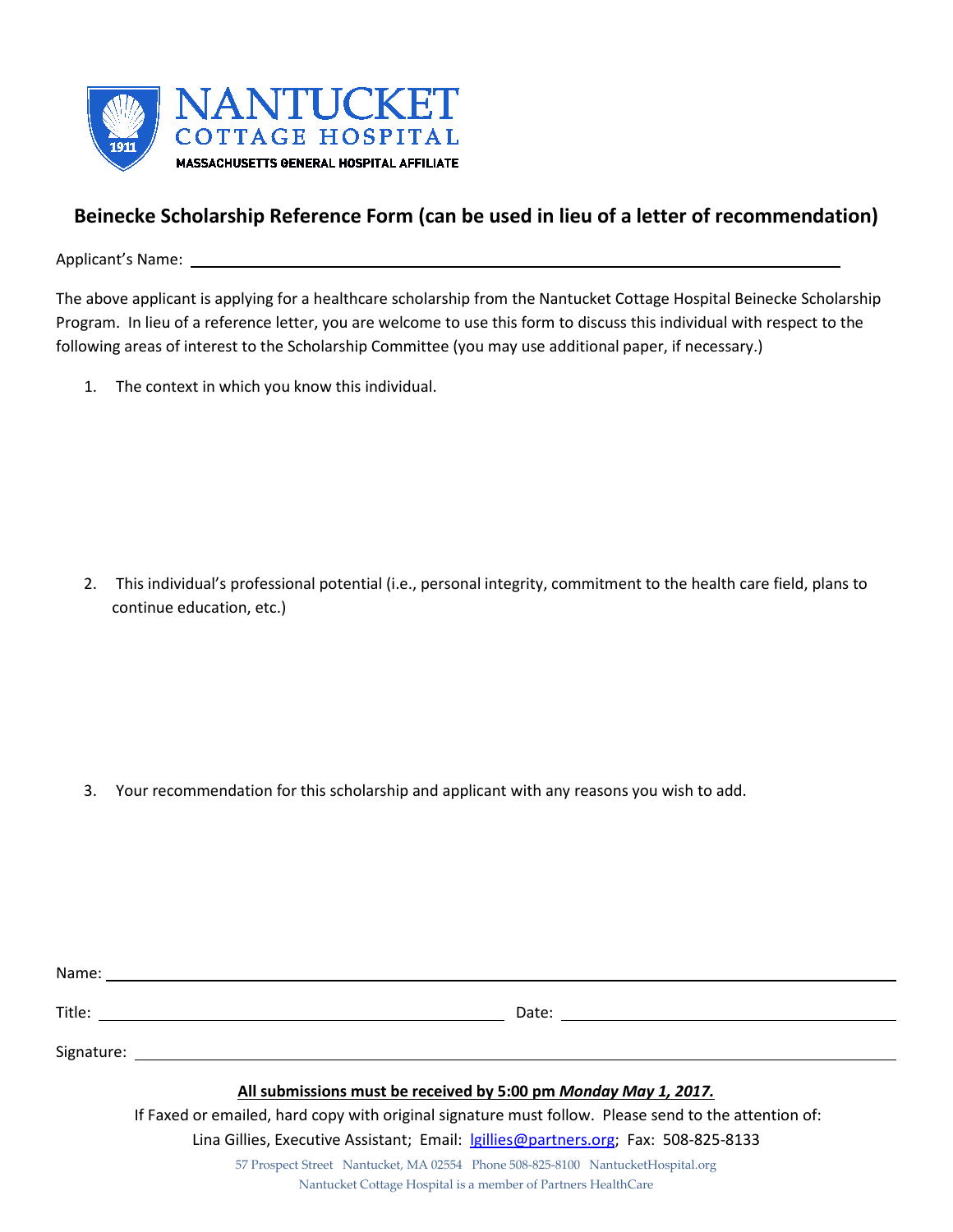NANTUCKET
COTTAGE HOSPITAL
MASSACHUSETTS GENERAL HOSPITAL AFFILIATE

## Beinecke Scholarship Reference Form (can be used in lieu of a letter of recommendation)

Applicant's Name: \_\_\_\_\_\_\_\_\_\_\_\_\_\_\_\_\_\_\_\_\_\_\_\_\_\_\_\_\_\_\_\_\_\_\_\_\_\_\_\_

The above applicant is applying for a healthcare scholarship from the Nantucket Cottage Hospital Beinecke Scholarship Program. In lieu of a reference letter, you are welcome to use this form to discuss this individual with respect to the following areas of interest to the Scholarship Committee (you may use additional paper, if necessary.)

1. The context in which you know this individual.

2. This individual's professional potential (i.e., personal integrity, commitment to the health care field, plans to continue education, etc.)

3. Your recommendation for this scholarship and applicant with any reasons you wish to add.

Name: \_\_\_\_\_\_\_\_\_\_\_\_\_\_\_\_\_\_\_\_\_\_\_\_\_\_\_\_\_\_\_\_\_\_\_\_\_\_\_\_

Title: \_\_\_\_\_\_\_\_\_\_\_\_\_\_\_\_\_\_\_\_\_\_\_\_ Date: \_\_\_\_\_\_\_\_\_\_\_\_\_\_\_\_\_\_\_\_

Signature: \_\_\_\_\_\_\_\_\_\_\_\_\_\_\_\_\_\_\_\_\_\_\_\_\_\_\_\_\_\_\_\_\_\_\_\_\_\_\_\_

**All submissions must be received by 5:00 pm *Monday May 1, 2017.***

If Faxed or emailed, hard copy with original signature must follow. Please send to the attention of:

Lina Gillies, Executive Assistant; Email: lgillies@partners.org; Fax: 508-825-8133

57 Prospect Street Nantucket, MA 02554 Phone 508-825-8100 NantucketHospital.org

Nantucket Cottage Hospital is a member of Partners HealthCare